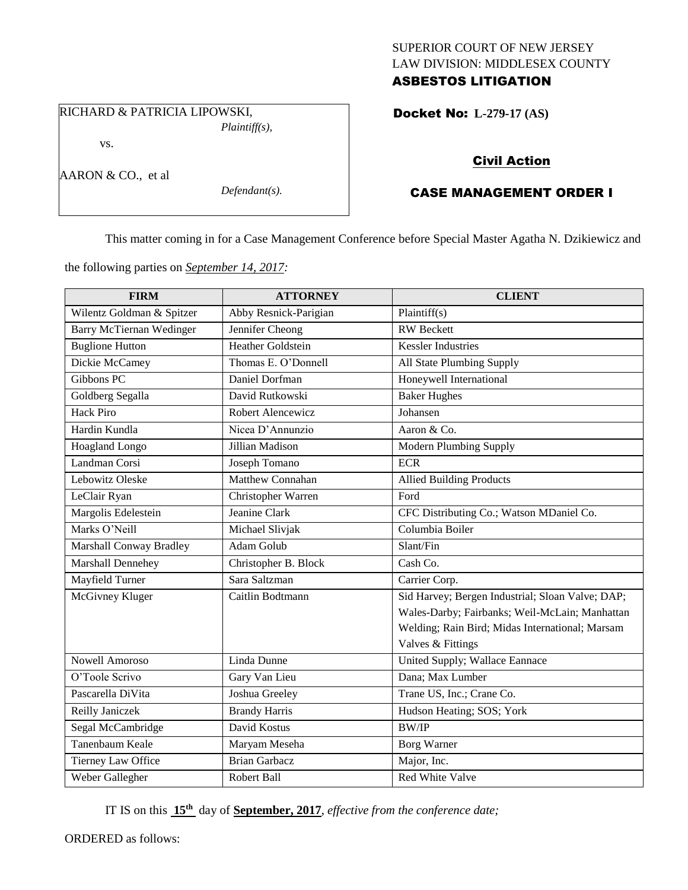SUPERIOR COURT OF NEW JERSEY
LAW DIVISION: MIDDLESEX COUNTY
**ASBESTOS LITIGATION**

RICHARD & PATRICIA LIPOWSKI,
*Plaintiff(s),*

vs.

AARON & CO., et al
*Defendant(s).*

**Docket No: L-279-17 (AS)**

**Civil Action**

**CASE MANAGEMENT ORDER I**

This matter coming in for a Case Management Conference before Special Master Agatha N. Dzikiewicz and the following parties on *September 14, 2017:*

| FIRM | ATTORNEY | CLIENT |
|---|---|---|
| Wilentz Goldman & Spitzer | Abby Resnick-Parigian | Plaintiff(s) |
| Barry McTiernan Wedinger | Jennifer Cheong | RW Beckett |
| Buglione Hutton | Heather Goldstein | Kessler Industries |
| Dickie McCamey | Thomas E. O'Donnell | All State Plumbing Supply |
| Gibbons PC | Daniel Dorfman | Honeywell International |
| Goldberg Segalla | David Rutkowski | Baker Hughes |
| Hack Piro | Robert Alencewicz | Johansen |
| Hardin Kundla | Nicea D'Annunzio | Aaron & Co. |
| Hoagland Longo | Jillian Madison | Modern Plumbing Supply |
| Landman Corsi | Joseph Tomano | ECR |
| Lebowitz Oleske | Matthew Connahan | Allied Building Products |
| LeClair Ryan | Christopher Warren | Ford |
| Margolis Edelestein | Jeanine Clark | CFC Distributing Co.; Watson MDaniel Co. |
| Marks O'Neill | Michael Slivjak | Columbia Boiler |
| Marshall Conway Bradley | Adam Golub | Slant/Fin |
| Marshall Dennehey | Christopher B. Block | Cash Co. |
| Mayfield Turner | Sara Saltzman | Carrier Corp. |
| McGivney Kluger | Caitlin Bodtmann | Sid Harvey; Bergen Industrial; Sloan Valve; DAP; Wales-Darby; Fairbanks; Weil-McLain; Manhattan Welding; Rain Bird; Midas International; Marsam Valves & Fittings |
| Nowell Amoroso | Linda Dunne | United Supply; Wallace Eannace |
| O'Toole Scrivo | Gary Van Lieu | Dana; Max Lumber |
| Pascarella DiVita | Joshua Greeley | Trane US, Inc.; Crane Co. |
| Reilly Janiczek | Brandy Harris | Hudson Heating; SOS; York |
| Segal McCambridge | David Kostus | BW/IP |
| Tanenbaum Keale | Maryam Meseha | Borg Warner |
| Tierney Law Office | Brian Garbacz | Major, Inc. |
| Weber Gallegher | Robert Ball | Red White Valve |

IT IS on this **15th** day of **September, 2017**, *effective from the conference date;*

ORDERED as follows: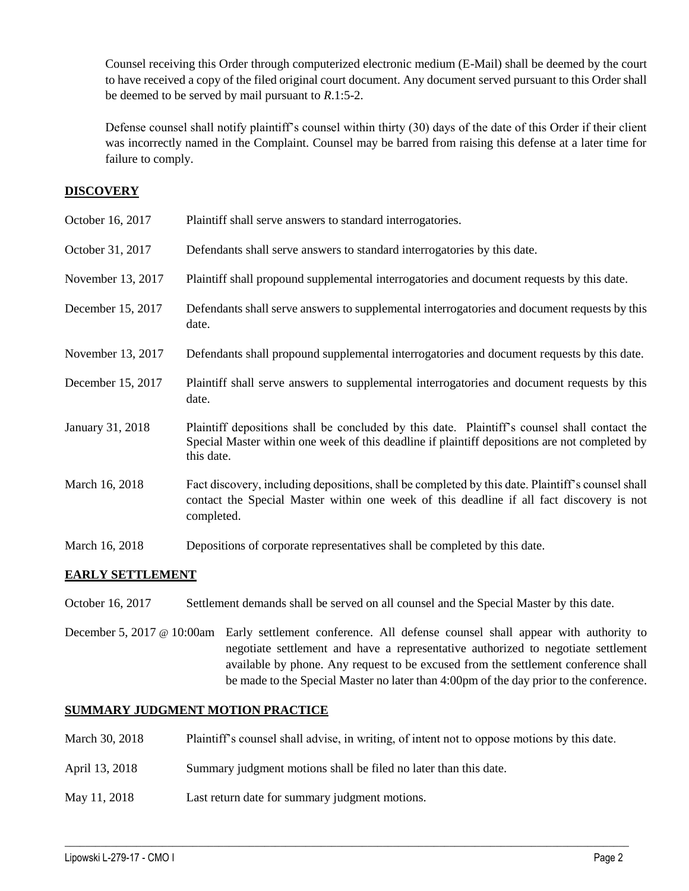Counsel receiving this Order through computerized electronic medium (E-Mail) shall be deemed by the court to have received a copy of the filed original court document. Any document served pursuant to this Order shall be deemed to be served by mail pursuant to *R*.1:5-2.

Defense counsel shall notify plaintiff's counsel within thirty (30) days of the date of this Order if their client was incorrectly named in the Complaint. Counsel may be barred from raising this defense at a later time for failure to comply.

## DISCOVERY

| | |
|---|---|
| October 16, 2017 | Plaintiff shall serve answers to standard interrogatories. |
| October 31, 2017 | Defendants shall serve answers to standard interrogatories by this date. |
| November 13, 2017 | Plaintiff shall propound supplemental interrogatories and document requests by this date. |
| December 15, 2017 | Defendants shall serve answers to supplemental interrogatories and document requests by this date. |
| November 13, 2017 | Defendants shall propound supplemental interrogatories and document requests by this date. |
| December 15, 2017 | Plaintiff shall serve answers to supplemental interrogatories and document requests by this date. |
| January 31, 2018 | Plaintiff depositions shall be concluded by this date. Plaintiff's counsel shall contact the Special Master within one week of this deadline if plaintiff depositions are not completed by this date. |
| March 16, 2018 | Fact discovery, including depositions, shall be completed by this date. Plaintiff's counsel shall contact the Special Master within one week of this deadline if all fact discovery is not completed. |
| March 16, 2018 | Depositions of corporate representatives shall be completed by this date. |

## EARLY SETTLEMENT

| | |
|---|---|
| October 16, 2017 | Settlement demands shall be served on all counsel and the Special Master by this date. |
| December 5, 2017 @ 10:00am | Early settlement conference. All defense counsel shall appear with authority to negotiate settlement and have a representative authorized to negotiate settlement available by phone. Any request to be excused from the settlement conference shall be made to the Special Master no later than 4:00pm of the day prior to the conference. |

## SUMMARY JUDGMENT MOTION PRACTICE

| | |
|---|---|
| March 30, 2018 | Plaintiff's counsel shall advise, in writing, of intent not to oppose motions by this date. |
| April 13, 2018 | Summary judgment motions shall be filed no later than this date. |
| May 11, 2018 | Last return date for summary judgment motions. |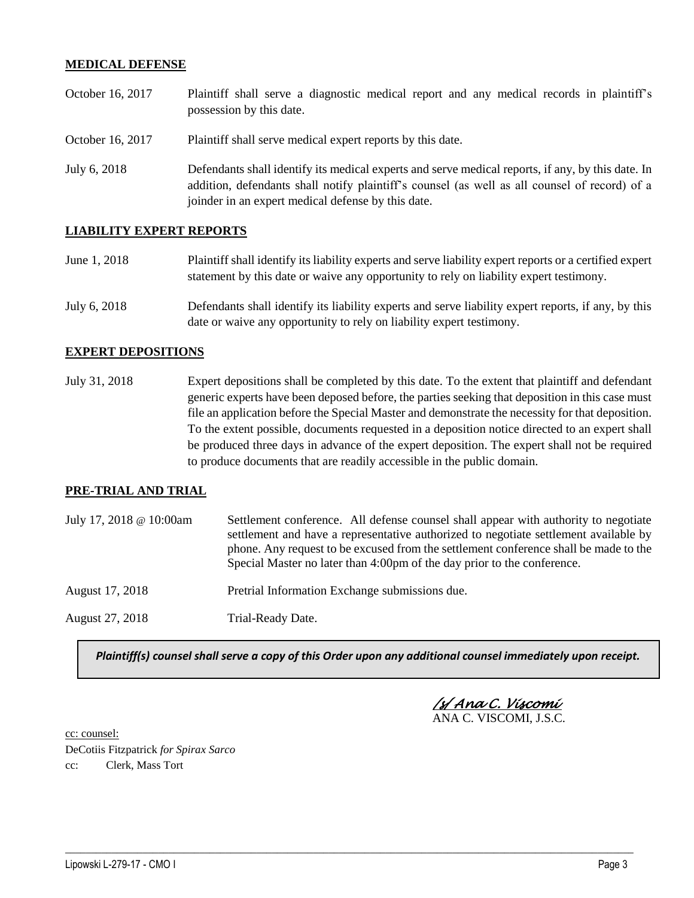**MEDICAL DEFENSE**

| | |
|---|---|
| October 16, 2017 | Plaintiff shall serve a diagnostic medical report and any medical records in plaintiff's possession by this date. |
| October 16, 2017 | Plaintiff shall serve medical expert reports by this date. |
| July 6, 2018 | Defendants shall identify its medical experts and serve medical reports, if any, by this date. In addition, defendants shall notify plaintiff's counsel (as well as all counsel of record) of a joinder in an expert medical defense by this date. |

**LIABILITY EXPERT REPORTS**

| | |
|---|---|
| June 1, 2018 | Plaintiff shall identify its liability experts and serve liability expert reports or a certified expert statement by this date or waive any opportunity to rely on liability expert testimony. |
| July 6, 2018 | Defendants shall identify its liability experts and serve liability expert reports, if any, by this date or waive any opportunity to rely on liability expert testimony. |

**EXPERT DEPOSITIONS**

| | |
|---|---|
| July 31, 2018 | Expert depositions shall be completed by this date. To the extent that plaintiff and defendant generic experts have been deposed before, the parties seeking that deposition in this case must file an application before the Special Master and demonstrate the necessity for that deposition. To the extent possible, documents requested in a deposition notice directed to an expert shall be produced three days in advance of the expert deposition. The expert shall not be required to produce documents that are readily accessible in the public domain. |

**PRE-TRIAL AND TRIAL**

| | |
|---|---|
| July 17, 2018 @ 10:00am | Settlement conference. All defense counsel shall appear with authority to negotiate settlement and have a representative authorized to negotiate settlement available by phone. Any request to be excused from the settlement conference shall be made to the Special Master no later than 4:00pm of the day prior to the conference. |
| August 17, 2018 | Pretrial Information Exchange submissions due. |
| August 27, 2018 | Trial-Ready Date. |

***Plaintiff(s) counsel shall serve a copy of this Order upon any additional counsel immediately upon receipt.***

/s/ Ana C. Viscomi
ANA C. VISCOMI, J.S.C.

cc: counsel:
DeCotiis Fitzpatrick *for Spirax Sarco*
cc: Clerk, Mass Tort